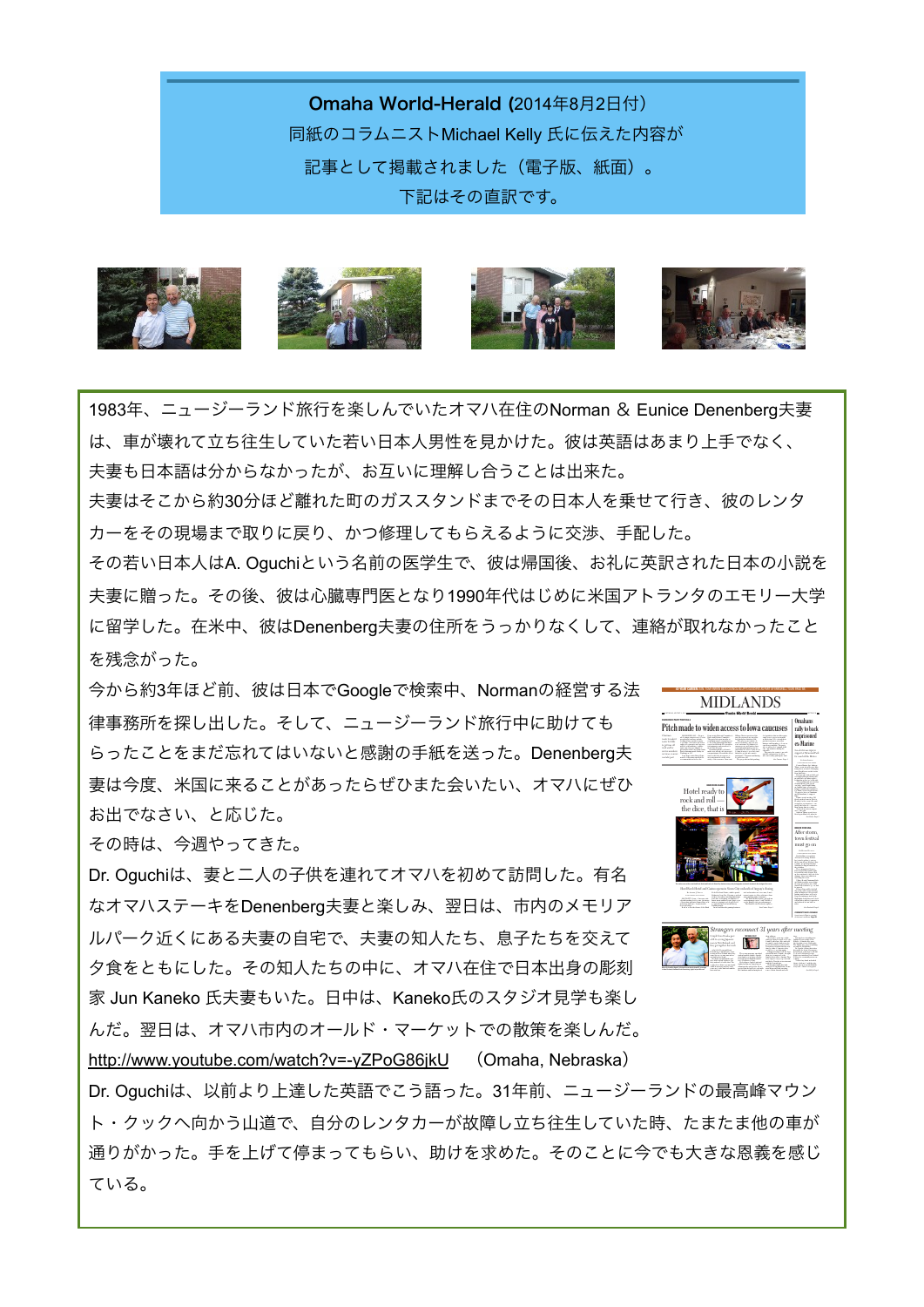**Omaha World-Herald** (2014年8月2日付)
同紙のコラムニストMichael Kelly 氏に伝えた内容が
記事として掲載されました（電子版、紙面）。
下記はその直訳です。

1983年、ニュージーランド旅行を楽しんでいたオマハ在住のNorman ＆ Eunice Denenberg夫妻は、車が壊れて立ち往生していた若い日本人男性を見かけた。彼は英語はあまり上手でなく、夫妻も日本語は分からなかったが、お互いに理解し合うことは出来た。
夫妻はそこから約30分ほど離れた町のガススタンドまでその日本人を乗せて行き、彼のレンタカーをその現場まで取りに戻り、かつ修理してもらえるように交渉、手配した。
その若い日本人はA. Oguchiという名前の医学生で、彼は帰国後、お礼に英訳された日本の小説を夫妻に贈った。その後、彼は心臓専門医となり1990年代はじめに米国アトランタのエモリー大学に留学した。在米中、彼はDenenberg夫妻の住所をうっかりなくして、連絡が取れなかったことを残念がった。
今から約3年ほど前、彼は日本でGoogleで検索中、Normanの経営する法律事務所を探し出した。そして、ニュージーランド旅行中に助けてもらったことをまだ忘れてはいないと感謝の手紙を送った。Denenberg夫妻は今度、米国に来ることがあったらぜひまた会いたい、オマハにぜひお出でなさい、と応じた。
その時は、今週やってきた。
Dr. Oguchiは、妻と二人の子供を連れてオマハを初めて訪問した。有名なオマハステーキをDenenberg夫妻と楽しみ、翌日は、市内のメモリアルパーク近くにある夫妻の自宅で、夫妻の知人たち、息子たちを交えて夕食をともにした。その知人たちの中に、オマハ在住で日本出身の彫刻家 Jun Kaneko 氏夫妻もいた。日中は、Kaneko氏のスタジオ見学も楽しんだ。翌日は、オマハ市内のオールド・マーケットでの散策を楽しんだ。
http://www.youtube.com/watch?v=-yZPoG86jkU　（Omaha, Nebraska）
Dr. Oguchiは、以前より上達した英語でこう語った。31年前、ニュージーランドの最高峰マウント・クックへ向かう山道で、自分のレンタカーが故障し立ち往生していた時、たまたま他の車が通りがかった。手を上げて停まってもらい、助けを求めた。そのことに今でも大きな恩義を感じている。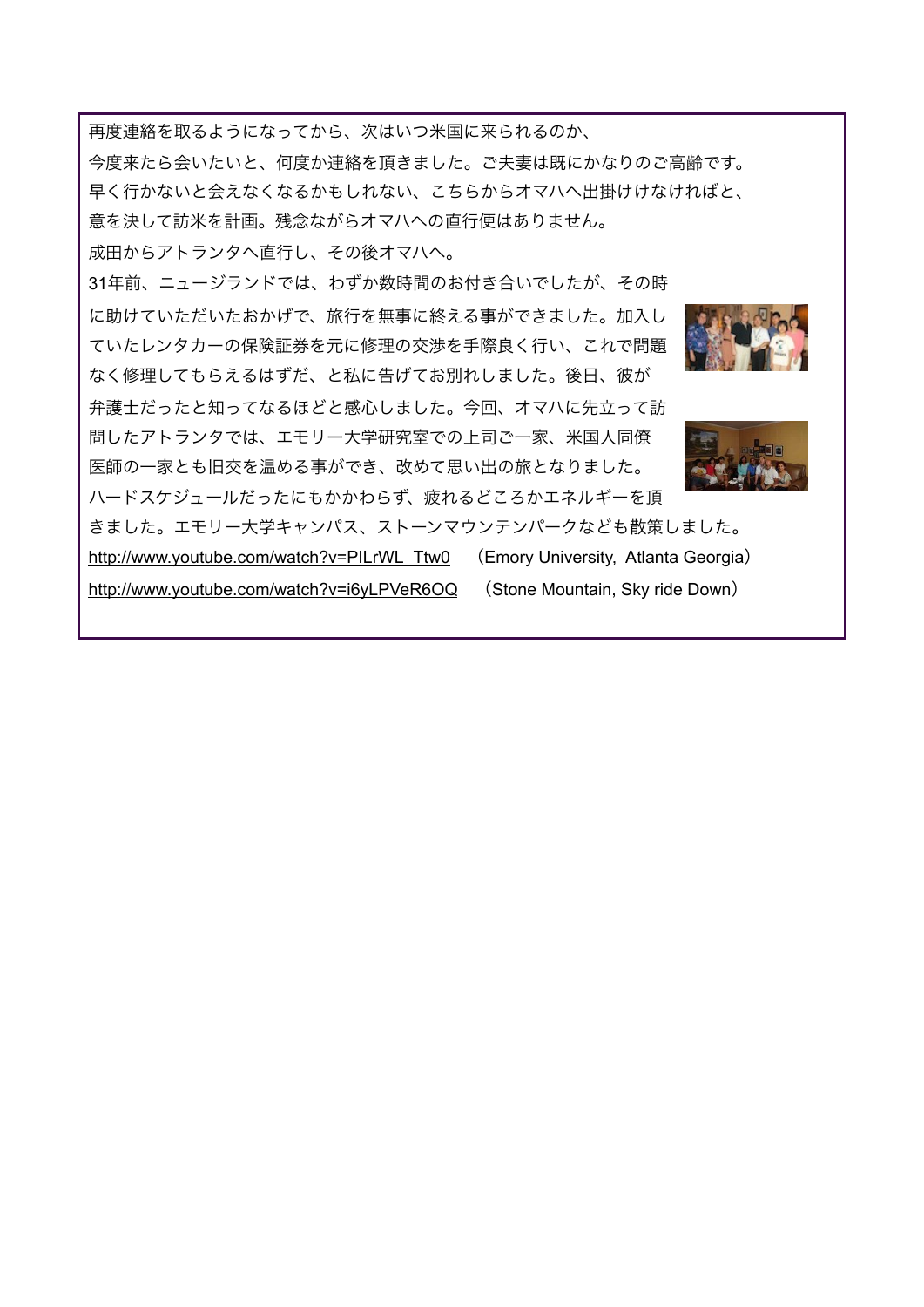再度連絡を取るようになってから、次はいつ米国に来られるのか、
今度来たら会いたいと、何度か連絡を頂きました。ご夫妻は既にかなりのご高齢です。
早く行かないと会えなくなるかもしれない、こちらからオマハへ出掛けけなければと、
意を決して訪米を計画。残念ながらオマハへの直行便はありません。
成田からアトランタへ直行し、その後オマハへ。
31年前、ニュージランドでは、わずか数時間のお付き合いでしたが、その時に助けていただいたおかげで、旅行を無事に終える事ができました。加入していたレンタカーの保険証券を元に修理の交渉を手際良く行い、これで問題なく修理してもらえるはずだ、と私に告げてお別れしました。後日、彼が弁護士だったと知ってなるほどと感心しました。今回、オマハに先立って訪問したアトランタでは、エモリー大学研究室での上司ご一家、米国人同僚医師の一家とも旧交を温める事ができ、改めて思い出の旅となりました。
ハードスケジュールだったにもかかわらず、疲れるどころかエネルギーを頂きました。エモリー大学キャンパス、ストーンマウンテンパークなども散策しました。
http://www.youtube.com/watch?v=PILrWL_Ttw0　（Emory University,  Atlanta Georgia）
http://www.youtube.com/watch?v=i6yLPVeR6OQ　（Stone Mountain, Sky ride Down）